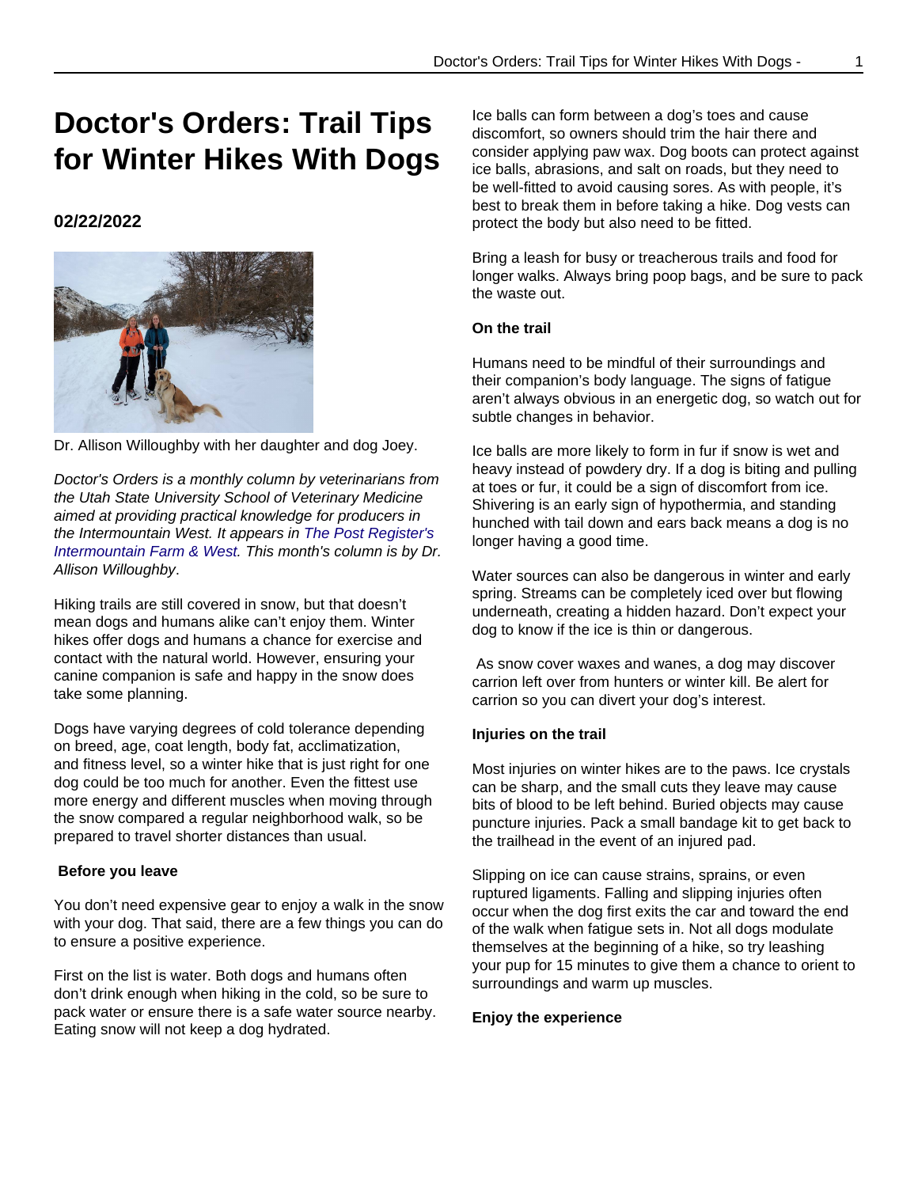# Doctor's Orders: Trail Tips for Winter Hikes With Dogs

### 02/22/2022

Dr. Allison Willoughby with her daughter and dog Joey.

*Doctor's Orders is a monthly column by veterinarians from the Utah State University School of Veterinary Medicine aimed at providing practical knowledge for producers in the Intermountain West. It appears in The Post Register's Intermountain Farm & West. This month's column is by Dr. Allison Willoughby.*

Hiking trails are still covered in snow, but that doesn't mean dogs and humans alike can't enjoy them. Winter hikes offer dogs and humans a chance for exercise and contact with the natural world. However, ensuring your canine companion is safe and happy in the snow does take some planning.

Dogs have varying degrees of cold tolerance depending on breed, age, coat length, body fat, acclimatization, and fitness level, so a winter hike that is just right for one dog could be too much for another. Even the fittest use more energy and different muscles when moving through the snow compared a regular neighborhood walk, so be prepared to travel shorter distances than usual.

**Before you leave**

You don't need expensive gear to enjoy a walk in the snow with your dog. That said, there are a few things you can do to ensure a positive experience.

First on the list is water. Both dogs and humans often don't drink enough when hiking in the cold, so be sure to pack water or ensure there is a safe water source nearby. Eating snow will not keep a dog hydrated.

Ice balls can form between a dog's toes and cause discomfort, so owners should trim the hair there and consider applying paw wax. Dog boots can protect against ice balls, abrasions, and salt on roads, but they need to be well-fitted to avoid causing sores. As with people, it's best to break them in before taking a hike. Dog vests can protect the body but also need to be fitted.

Bring a leash for busy or treacherous trails and food for longer walks. Always bring poop bags, and be sure to pack the waste out.

**On the trail**

Humans need to be mindful of their surroundings and their companion's body language. The signs of fatigue aren't always obvious in an energetic dog, so watch out for subtle changes in behavior.

Ice balls are more likely to form in fur if snow is wet and heavy instead of powdery dry. If a dog is biting and pulling at toes or fur, it could be a sign of discomfort from ice. Shivering is an early sign of hypothermia, and standing hunched with tail down and ears back means a dog is no longer having a good time.

Water sources can also be dangerous in winter and early spring. Streams can be completely iced over but flowing underneath, creating a hidden hazard. Don't expect your dog to know if the ice is thin or dangerous.

As snow cover waxes and wanes, a dog may discover carrion left over from hunters or winter kill. Be alert for carrion so you can divert your dog's interest.

**Injuries on the trail**

Most injuries on winter hikes are to the paws. Ice crystals can be sharp, and the small cuts they leave may cause bits of blood to be left behind. Buried objects may cause puncture injuries. Pack a small bandage kit to get back to the trailhead in the event of an injured pad.

Slipping on ice can cause strains, sprains, or even ruptured ligaments. Falling and slipping injuries often occur when the dog first exits the car and toward the end of the walk when fatigue sets in. Not all dogs modulate themselves at the beginning of a hike, so try leashing your pup for 15 minutes to give them a chance to orient to surroundings and warm up muscles.

**Enjoy the experience**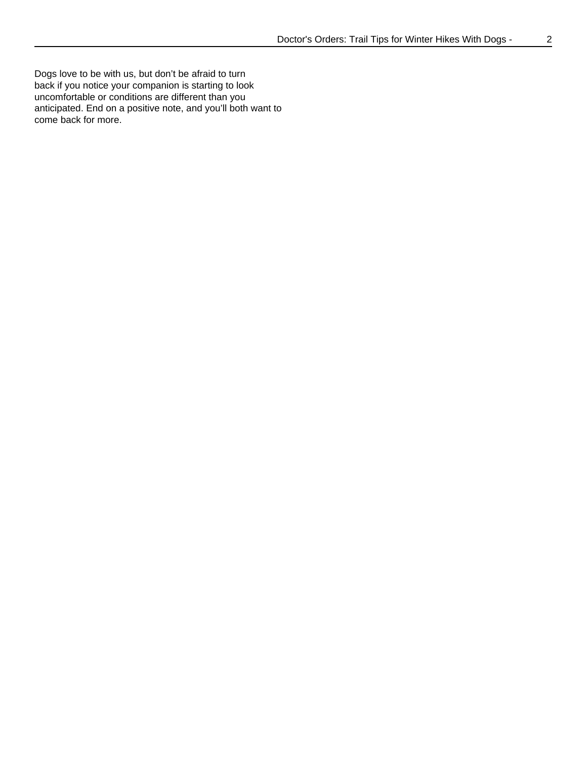Dogs love to be with us, but don't be afraid to turn back if you notice your companion is starting to look uncomfortable or conditions are different than you anticipated. End on a positive note, and you'll both want to come back for more.